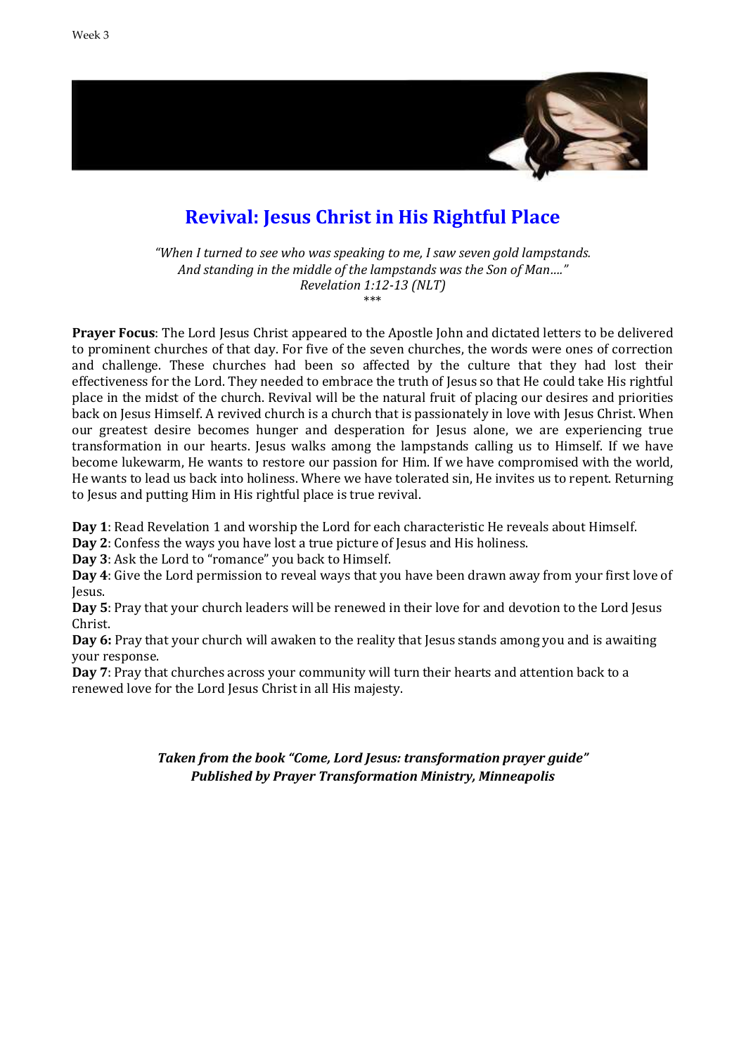# Revival: Jesus Christ in His Rightful Place

*"When I turned to see who was speaking to me, I saw seven gold lampstands.*
*And standing in the middle of the lampstands was the Son of Man…."*
*Revelation 1:12-13 (NLT)*

\*\*\*

**Prayer Focus**: The Lord Jesus Christ appeared to the Apostle John and dictated letters to be delivered to prominent churches of that day. For five of the seven churches, the words were ones of correction and challenge. These churches had been so affected by the culture that they had lost their effectiveness for the Lord. They needed to embrace the truth of Jesus so that He could take His rightful place in the midst of the church. Revival will be the natural fruit of placing our desires and priorities back on Jesus Himself. A revived church is a church that is passionately in love with Jesus Christ. When our greatest desire becomes hunger and desperation for Jesus alone, we are experiencing true transformation in our hearts. Jesus walks among the lampstands calling us to Himself. If we have become lukewarm, He wants to restore our passion for Him. If we have compromised with the world, He wants to lead us back into holiness. Where we have tolerated sin, He invites us to repent. Returning to Jesus and putting Him in His rightful place is true revival.

**Day 1**: Read Revelation 1 and worship the Lord for each characteristic He reveals about Himself.
**Day 2**: Confess the ways you have lost a true picture of Jesus and His holiness.
**Day 3**: Ask the Lord to "romance" you back to Himself.
**Day 4**: Give the Lord permission to reveal ways that you have been drawn away from your first love of Jesus.
**Day 5**: Pray that your church leaders will be renewed in their love for and devotion to the Lord Jesus Christ.
**Day 6:** Pray that your church will awaken to the reality that Jesus stands among you and is awaiting your response.
**Day 7**: Pray that churches across your community will turn their hearts and attention back to a renewed love for the Lord Jesus Christ in all His majesty.

***Taken from the book "Come, Lord Jesus: transformation prayer guide"***
***Published by Prayer Transformation Ministry, Minneapolis***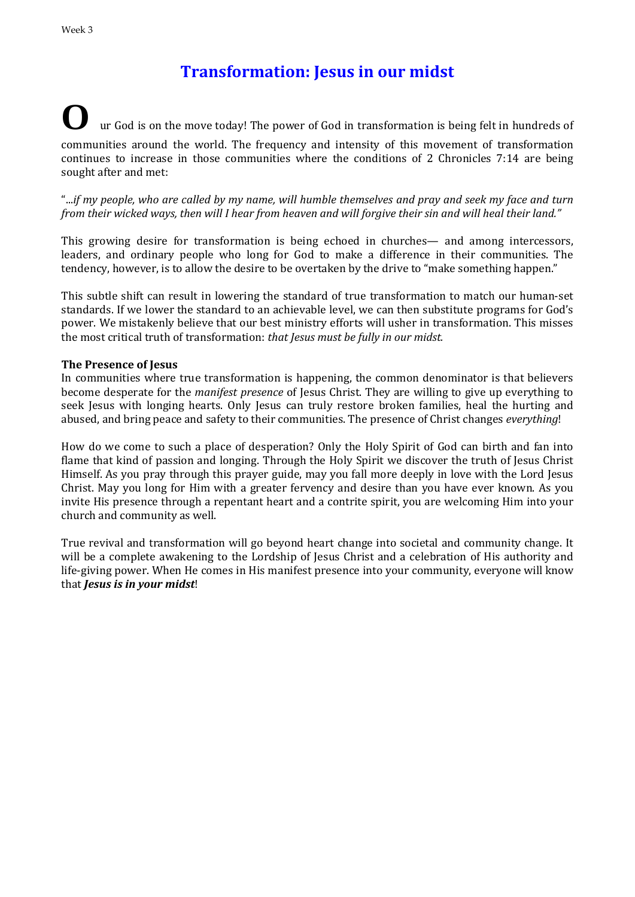Week 3

# Transformation: Jesus in our midst

Our God is on the move today! The power of God in transformation is being felt in hundreds of communities around the world. The frequency and intensity of this movement of transformation continues to increase in those communities where the conditions of 2 Chronicles 7:14 are being sought after and met:

"*...if my people, who are called by my name, will humble themselves and pray and seek my face and turn from their wicked ways, then will I hear from heaven and will forgive their sin and will heal their land."*

This growing desire for transformation is being echoed in churches— and among intercessors, leaders, and ordinary people who long for God to make a difference in their communities. The tendency, however, is to allow the desire to be overtaken by the drive to "make something happen."

This subtle shift can result in lowering the standard of true transformation to match our human-set standards. If we lower the standard to an achievable level, we can then substitute programs for God's power. We mistakenly believe that our best ministry efforts will usher in transformation. This misses the most critical truth of transformation: *that Jesus must be fully in our midst.*

**The Presence of Jesus**

In communities where true transformation is happening, the common denominator is that believers become desperate for the *manifest presence* of Jesus Christ. They are willing to give up everything to seek Jesus with longing hearts. Only Jesus can truly restore broken families, heal the hurting and abused, and bring peace and safety to their communities. The presence of Christ changes *everything*!

How do we come to such a place of desperation? Only the Holy Spirit of God can birth and fan into flame that kind of passion and longing. Through the Holy Spirit we discover the truth of Jesus Christ Himself. As you pray through this prayer guide, may you fall more deeply in love with the Lord Jesus Christ. May you long for Him with a greater fervency and desire than you have ever known. As you invite His presence through a repentant heart and a contrite spirit, you are welcoming Him into your church and community as well.

True revival and transformation will go beyond heart change into societal and community change. It will be a complete awakening to the Lordship of Jesus Christ and a celebration of His authority and life-giving power. When He comes in His manifest presence into your community, everyone will know that ***Jesus is in your midst***!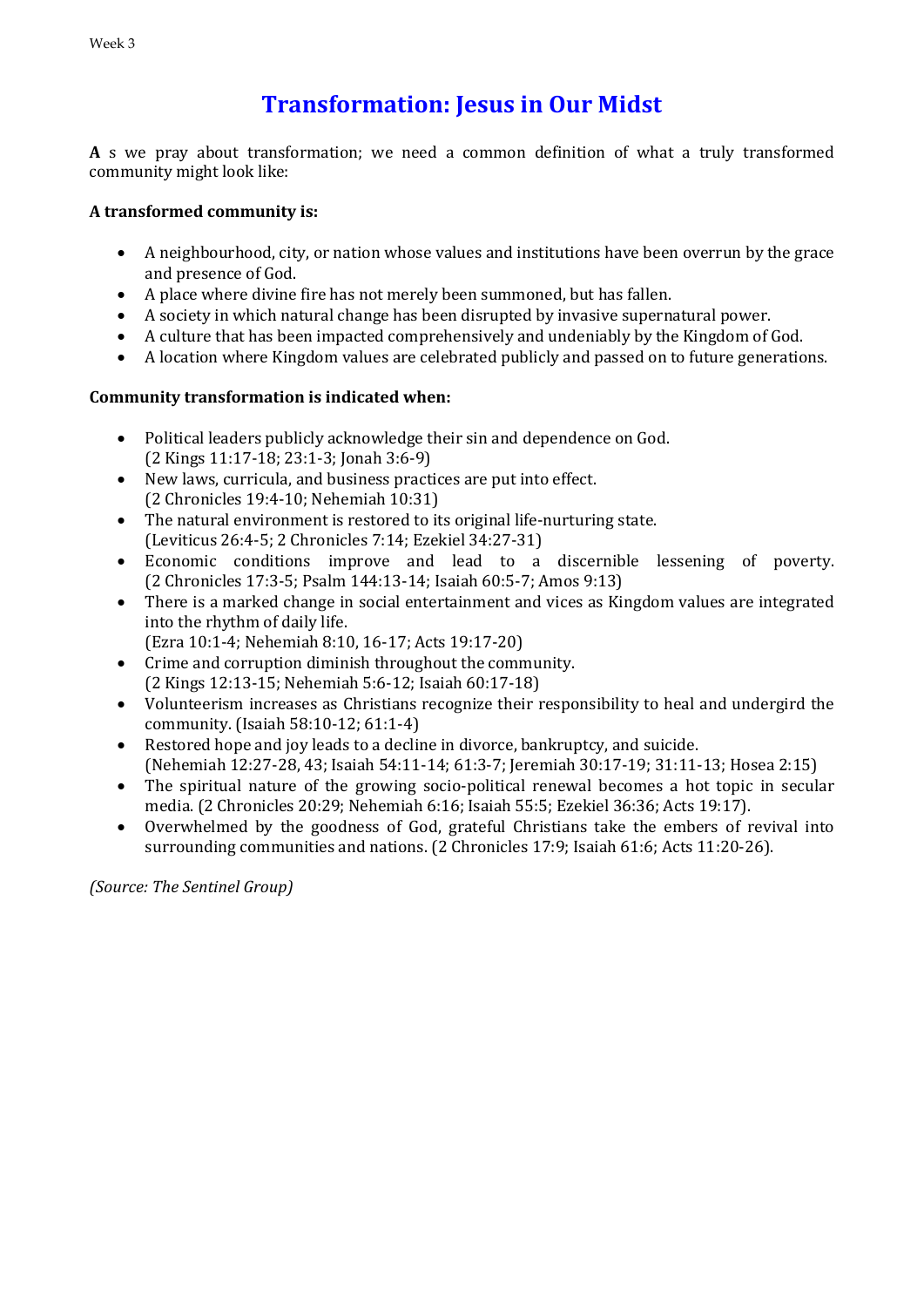# Transformation: Jesus in Our Midst

**A** s we pray about transformation; we need a common definition of what a truly transformed community might look like:

**A transformed community is:**

- A neighbourhood, city, or nation whose values and institutions have been overrun by the grace and presence of God.
- A place where divine fire has not merely been summoned, but has fallen.
- A society in which natural change has been disrupted by invasive supernatural power.
- A culture that has been impacted comprehensively and undeniably by the Kingdom of God.
- A location where Kingdom values are celebrated publicly and passed on to future generations.

**Community transformation is indicated when:**

- Political leaders publicly acknowledge their sin and dependence on God. (2 Kings 11:17-18; 23:1-3; Jonah 3:6-9)
- New laws, curricula, and business practices are put into effect. (2 Chronicles 19:4-10; Nehemiah 10:31)
- The natural environment is restored to its original life-nurturing state. (Leviticus 26:4-5; 2 Chronicles 7:14; Ezekiel 34:27-31)
- Economic conditions improve and lead to a discernible lessening of poverty. (2 Chronicles 17:3-5; Psalm 144:13-14; Isaiah 60:5-7; Amos 9:13)
- There is a marked change in social entertainment and vices as Kingdom values are integrated into the rhythm of daily life. (Ezra 10:1-4; Nehemiah 8:10, 16-17; Acts 19:17-20)
- Crime and corruption diminish throughout the community. (2 Kings 12:13-15; Nehemiah 5:6-12; Isaiah 60:17-18)
- Volunteerism increases as Christians recognize their responsibility to heal and undergird the community. (Isaiah 58:10-12; 61:1-4)
- Restored hope and joy leads to a decline in divorce, bankruptcy, and suicide. (Nehemiah 12:27-28, 43; Isaiah 54:11-14; 61:3-7; Jeremiah 30:17-19; 31:11-13; Hosea 2:15)
- The spiritual nature of the growing socio-political renewal becomes a hot topic in secular media. (2 Chronicles 20:29; Nehemiah 6:16; Isaiah 55:5; Ezekiel 36:36; Acts 19:17).
- Overwhelmed by the goodness of God, grateful Christians take the embers of revival into surrounding communities and nations. (2 Chronicles 17:9; Isaiah 61:6; Acts 11:20-26).

*(Source: The Sentinel Group)*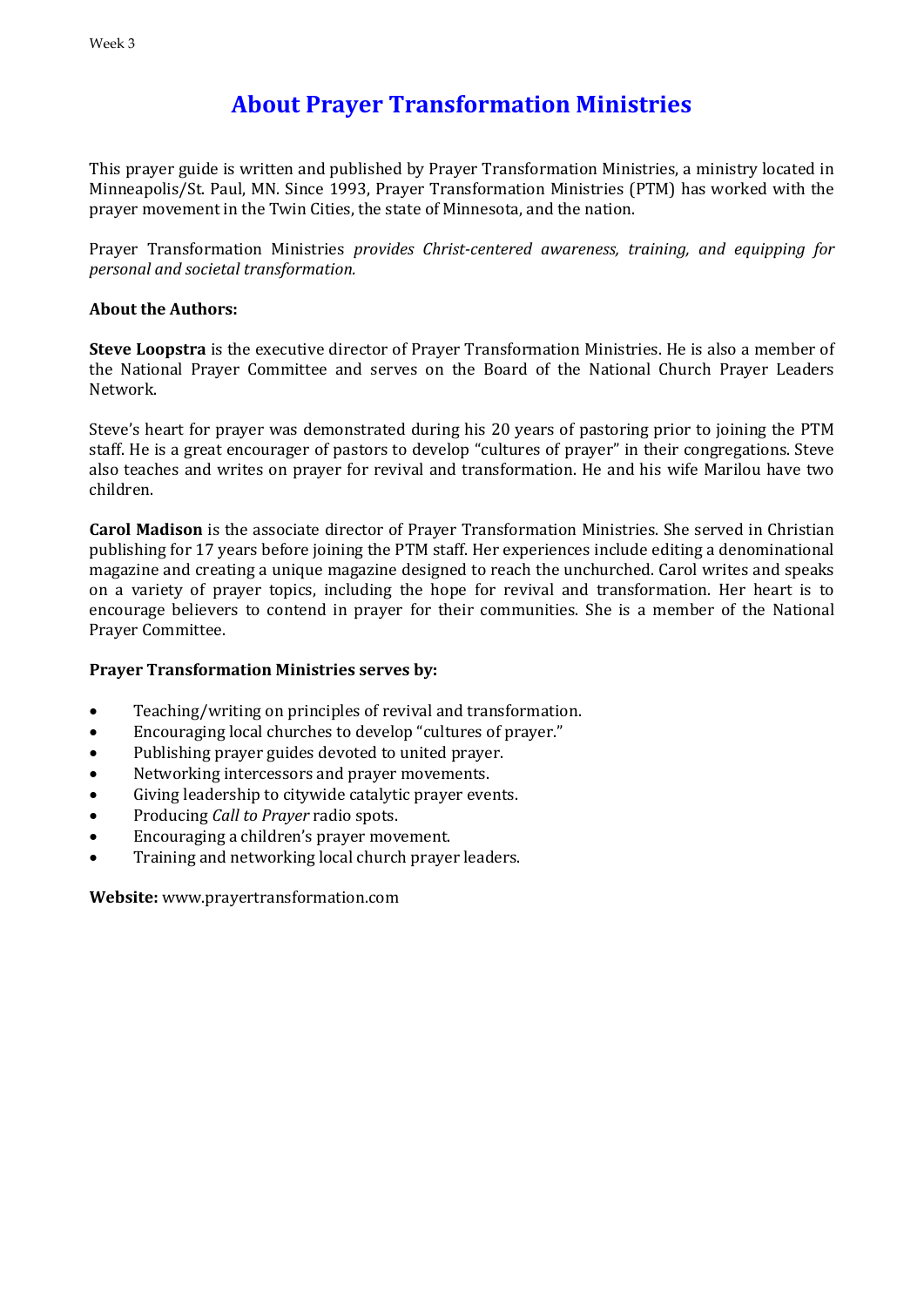# About Prayer Transformation Ministries

This prayer guide is written and published by Prayer Transformation Ministries, a ministry located in Minneapolis/St. Paul, MN. Since 1993, Prayer Transformation Ministries (PTM) has worked with the prayer movement in the Twin Cities, the state of Minnesota, and the nation.

Prayer Transformation Ministries *provides Christ-centered awareness, training, and equipping for personal and societal transformation.*

**About the Authors:**

**Steve Loopstra** is the executive director of Prayer Transformation Ministries. He is also a member of the National Prayer Committee and serves on the Board of the National Church Prayer Leaders Network.

Steve's heart for prayer was demonstrated during his 20 years of pastoring prior to joining the PTM staff. He is a great encourager of pastors to develop "cultures of prayer" in their congregations. Steve also teaches and writes on prayer for revival and transformation. He and his wife Marilou have two children.

**Carol Madison** is the associate director of Prayer Transformation Ministries. She served in Christian publishing for 17 years before joining the PTM staff. Her experiences include editing a denominational magazine and creating a unique magazine designed to reach the unchurched. Carol writes and speaks on a variety of prayer topics, including the hope for revival and transformation. Her heart is to encourage believers to contend in prayer for their communities. She is a member of the National Prayer Committee.

**Prayer Transformation Ministries serves by:**

- Teaching/writing on principles of revival and transformation.
- Encouraging local churches to develop "cultures of prayer."
- Publishing prayer guides devoted to united prayer.
- Networking intercessors and prayer movements.
- Giving leadership to citywide catalytic prayer events.
- Producing *Call to Prayer* radio spots.
- Encouraging a children's prayer movement.
- Training and networking local church prayer leaders.

**Website:** www.prayertransformation.com